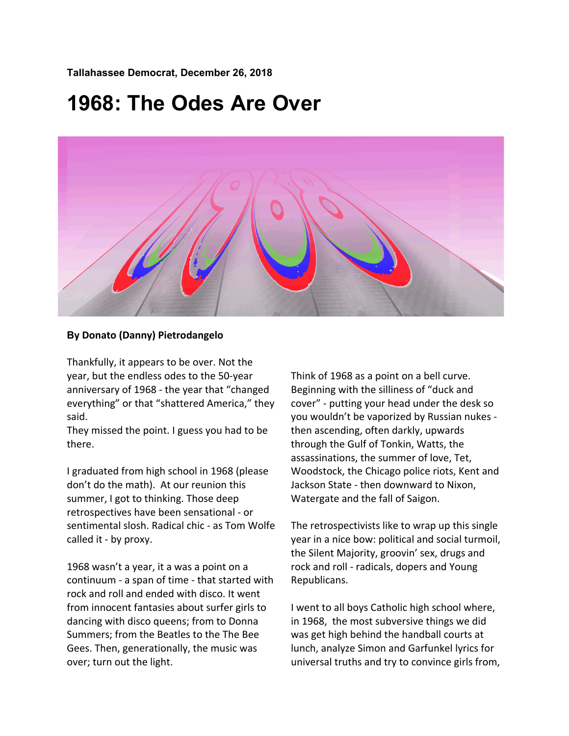**Tallahassee Democrat, December 26, 2018**

# 1968: The Odes Are Over

**By Donato (Danny) Pietrodangelo**

Thankfully, it appears to be over. Not the year, but the endless odes to the 50-year anniversary of 1968 - the year that "changed everything" or that "shattered America," they said.
They missed the point. I guess you had to be there.

I graduated from high school in 1968 (please don't do the math). At our reunion this summer, I got to thinking. Those deep retrospectives have been sensational - or sentimental slosh. Radical chic - as Tom Wolfe called it - by proxy.

1968 wasn't a year, it a was a point on a continuum - a span of time - that started with rock and roll and ended with disco. It went from innocent fantasies about surfer girls to dancing with disco queens; from to Donna Summers; from the Beatles to the The Bee Gees. Then, generationally, the music was over; turn out the light.

Think of 1968 as a point on a bell curve. Beginning with the silliness of "duck and cover" - putting your head under the desk so you wouldn't be vaporized by Russian nukes - then ascending, often darkly, upwards through the Gulf of Tonkin, Watts, the assassinations, the summer of love, Tet, Woodstock, the Chicago police riots, Kent and Jackson State - then downward to Nixon, Watergate and the fall of Saigon.

The retrospectivists like to wrap up this single year in a nice bow: political and social turmoil, the Silent Majority, groovin' sex, drugs and rock and roll - radicals, dopers and Young Republicans.

I went to all boys Catholic high school where, in 1968, the most subversive things we did was get high behind the handball courts at lunch, analyze Simon and Garfunkel lyrics for universal truths and try to convince girls from,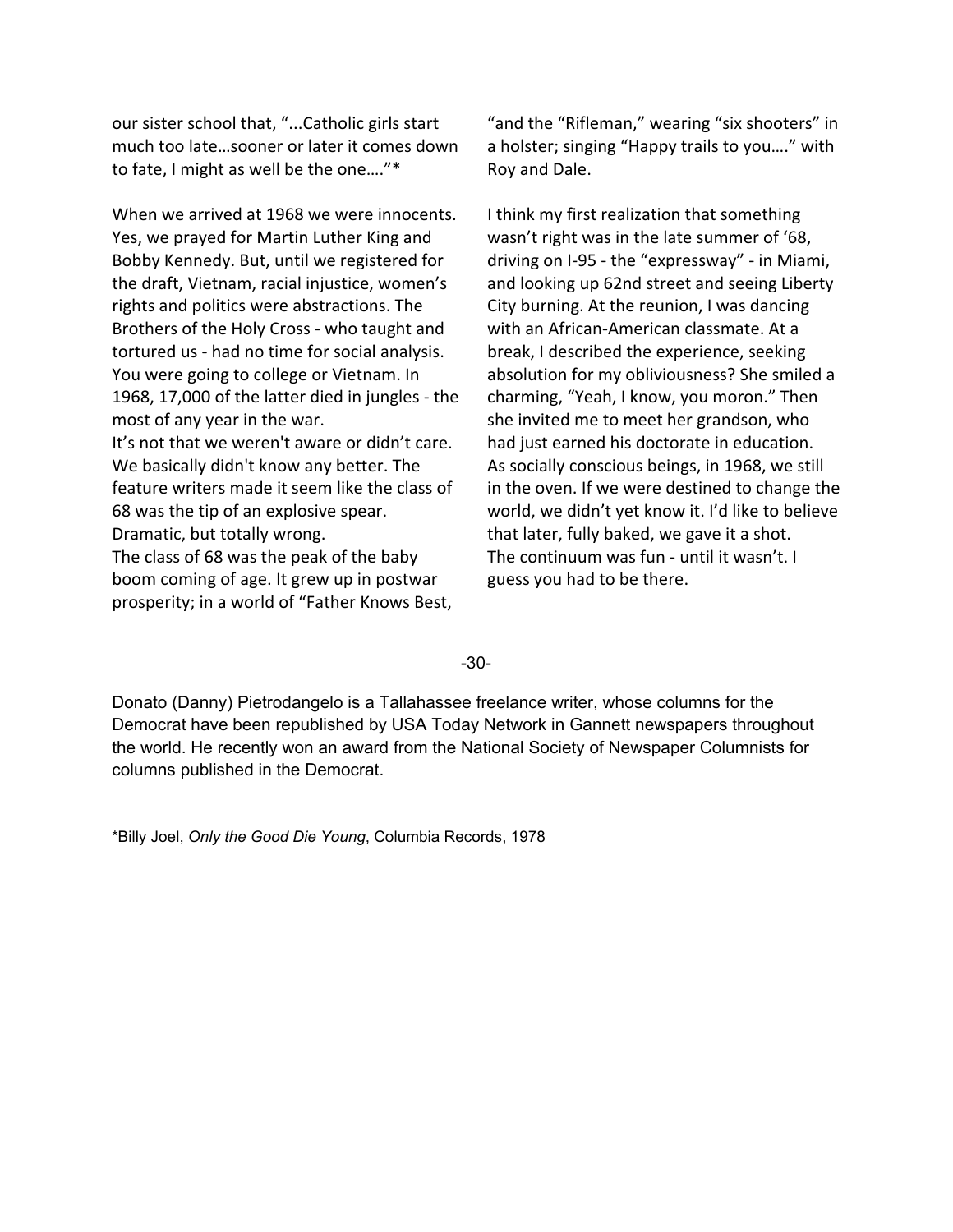our sister school that, "...Catholic girls start much too late…sooner or later it comes down to fate, I might as well be the one…."*

When we arrived at 1968 we were innocents. Yes, we prayed for Martin Luther King and Bobby Kennedy. But, until we registered for the draft, Vietnam, racial injustice, women's rights and politics were abstractions. The Brothers of the Holy Cross - who taught and tortured us - had no time for social analysis. You were going to college or Vietnam. In 1968, 17,000 of the latter died in jungles - the most of any year in the war.
It's not that we weren't aware or didn't care. We basically didn't know any better. The feature writers made it seem like the class of 68 was the tip of an explosive spear. Dramatic, but totally wrong.
The class of 68 was the peak of the baby boom coming of age. It grew up in postwar prosperity; in a world of "Father Knows Best," "and the "Rifleman," wearing "six shooters" in a holster; singing "Happy trails to you…." with Roy and Dale.

I think my first realization that something wasn't right was in the late summer of '68, driving on I-95 - the "expressway" - in Miami, and looking up 62nd street and seeing Liberty City burning. At the reunion, I was dancing with an African-American classmate. At a break, I described the experience, seeking absolution for my obliviousness? She smiled a charming, "Yeah, I know, you moron." Then she invited me to meet her grandson, who had just earned his doctorate in education.
As socially conscious beings, in 1968, we still in the oven. If we were destined to change the world, we didn't yet know it. I'd like to believe that later, fully baked, we gave it a shot.
The continuum was fun - until it wasn't. I guess you had to be there.

-30-

Donato (Danny) Pietrodangelo is a Tallahassee freelance writer, whose columns for the Democrat have been republished by USA Today Network in Gannett newspapers throughout the world. He recently won an award from the National Society of Newspaper Columnists for columns published in the Democrat.

*Billy Joel, *Only the Good Die Young*, Columbia Records, 1978